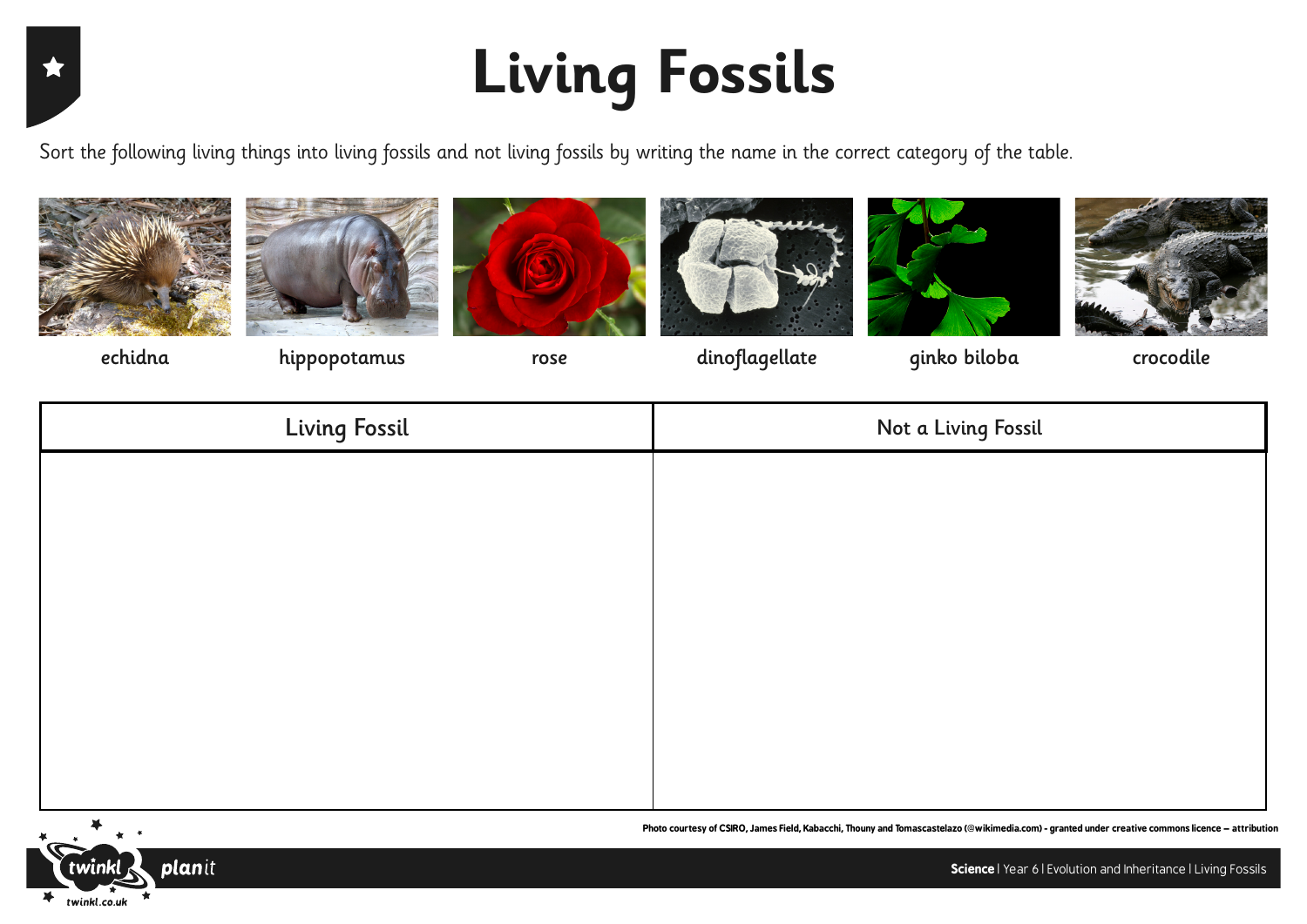# Living Fossils

Sort the following living things into living fossils and not living fossils by writing the name in the correct category of the table.

echidna

hippopotamus

rose

dinoflagellate

ginko biloba

crocodile

| Living Fossil | Not a Living Fossil |
| --- | --- |
| | |

Photo courtesy of CSIRO, James Field, Kabacchi, Thouny and Tomascastelazo (@wikimedia.com) - granted under creative commons licence – attribution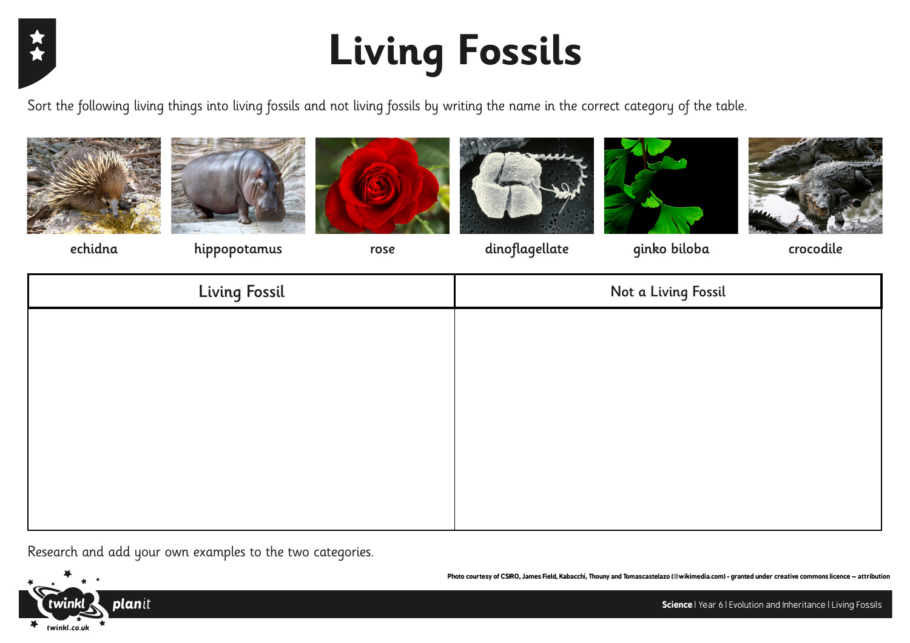# Living Fossils

Sort the following living things into living fossils and not living fossils by writing the name in the correct category of the table.

echidna | hippopotamus | rose | dinoflagellate | ginko biloba | crocodile

| Living Fossil | Not a Living Fossil |
| --- | --- |
| | |

Research and add your own examples to the two categories.

Photo courtesy of CSIRO, James Field, Kabacchi, Thouny and Tomascastelazo (@wikimedia.com) - granted under creative commons licence – attribution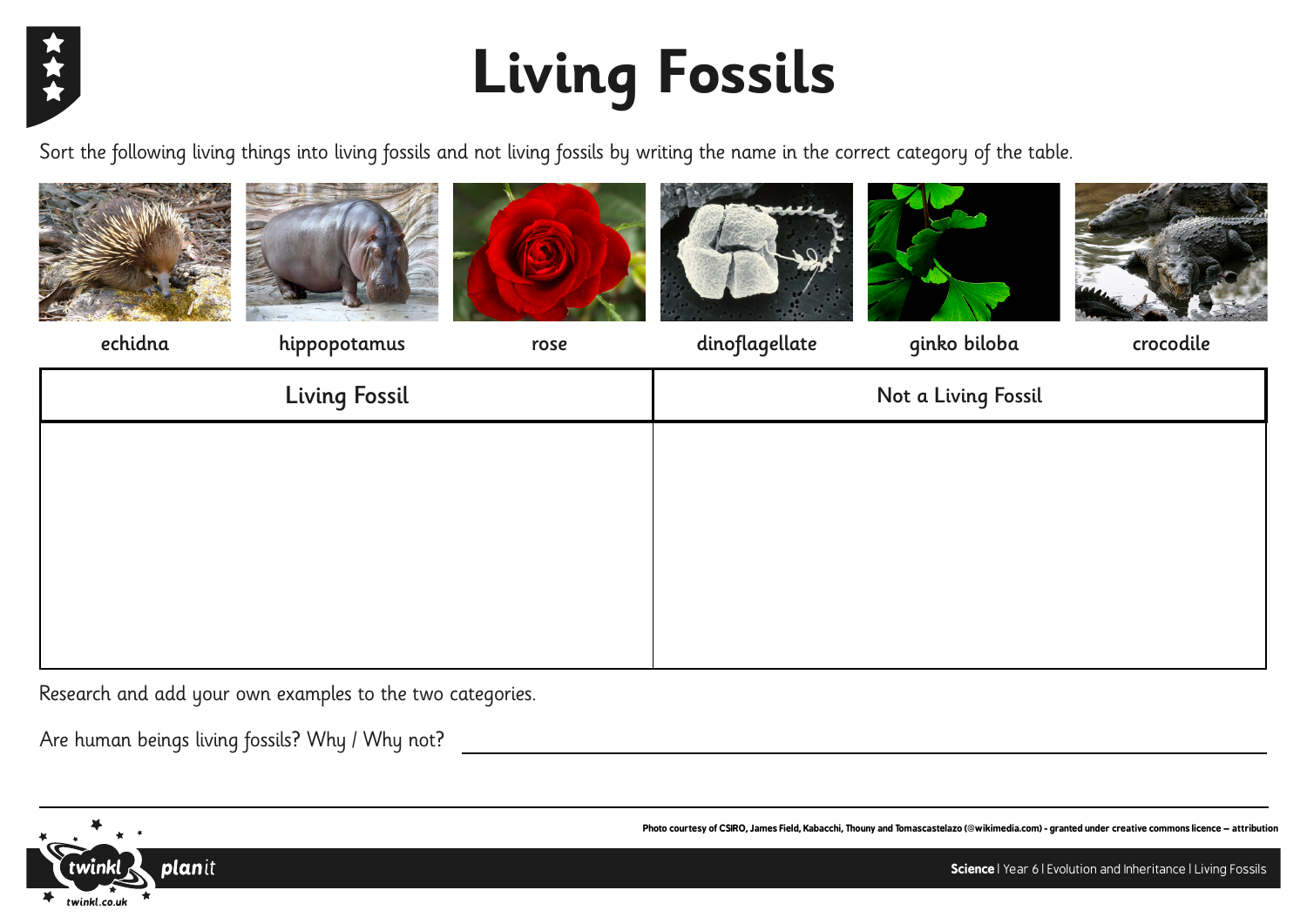# Living Fossils

Sort the following living things into living fossils and not living fossils by writing the name in the correct category of the table.

echidna | hippopotamus | rose | dinoflagellate | ginko biloba | crocodile

| Living Fossil | Not a Living Fossil |
|---|---|
| | |

Research and add your own examples to the two categories.

Are human beings living fossils? Why / Why not? ______________________________

______________________________________________________________________

Photo courtesy of CSIRO, James Field, Kabacchi, Thouny and Tomascastelazo (@wikimedia.com) - granted under creative commons licence – attribution